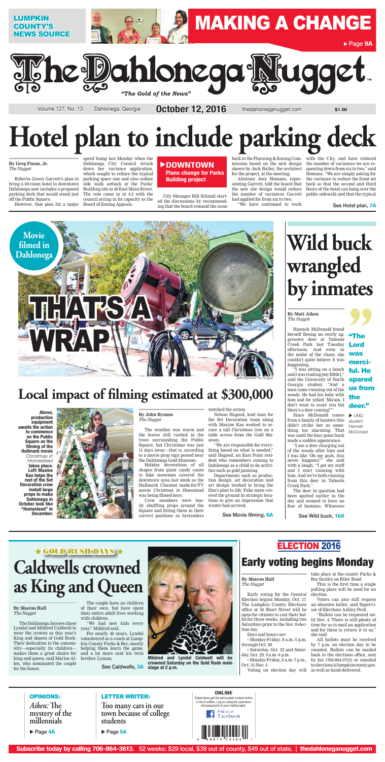LUMPKIN COUNTY'S NEWS SOURCE

MAKING A CHANGE ▶ Page 9A

# The Dahlonega Nugget

*"The Gold of the News"*

Volume 127, No. 13 | Dahlonega, Georgia | **October 12, 2016** | thedahloneganugget.com | $1.00

# Hotel plan to include parking deck

**By Greg Finan, Jr.**
*The Nugget*

Roberta Green Garrett's plan to bring a 60-room hotel to downtown Dahlonega now includes a proposed parking deck that would stand just off the Public Square.

However, that plan hit a major speed bump last Monday when the Dahlonega City Council struck down her variance application, which sought to reduce the typical parking space size and also reduce side walk setback at the Parks' Building site at 40 East Main Street. The vote came in at 4-2 with the council acting in its capacity as the Board of Zoning Appeals.

**▶DOWNTOWN**
**Plans change for Parks Building project**

City Manager Bill Schmid started the discussions by recommending that the board remand the issue back to the Planning & Zoning Commission based on the new design shown by Jack Bailey, the architect for the project, at the meeting.

Attorney Joey Homans, representing Garrett, told the board that the new site design would reduce the number of variances Garrett had applied for from six to two.

"We have continued to work with the City, and have reduced the number of variances we are requesting down from six to two," said Homans. "We are simply asking for the variance to reduce the front set back so that the second and third floors of the hotel can hang over the public sidewalk and that the typical

See Hotel plan, **7A**

**Movie filmed in Dahlonega**

# THAT'S A WRAP

John Bynum/*The Nugget*

## Local impact of filming estimated at $300,000

**Above, production equipment awaits the action to commence on the Public Square as the filming of the Hallmark movie *Christmas in Homestead* takes place. Left: Maxine Kao helps the rest of the Set Decoration crew install large props to make Dahlonega in October look like "Homestead" in December.**

**By John Bynum**
*The Nugget*

The weather was warm and the leaves still rustled in the trees surrounding the Public Square, but Christmas was just 11 days away—that is, according to a movie prop sign posted near the Dahlonega Gold Museum.

Holiday decorations of all shapes from giant candy canes to fake snowmen covered the downtown area last week as the Hallmark Channel made-for-TV movie *Christmas in Homestead* was being filmed here.

Crew members were busily shuffling props around the Square and fitting them in their correct positions as bystanders watched the action.

Nelson Hagood, lead man for the Set Decoration team along with Maxine Kao worked to secure a tall Christmas tree on a table across from the Gold Museum.

"We are responsible for everything based on what is needed," said Hagood, an East Point resident who remembers coming to Dahlonega as a child to do activities such as gold panning.

Departments such as production design, set decoration and art design worked to bring the film's plan to life. Fake snow covered the ground in strategic locations to give an impression that winter had arrived.

See Movie filming, **6A**

# Wild buck wrangled by inmates

**By Matt Aiken**
*The Nugget*

Hannah McDonald found herself fleeing an overly aggressive deer at Yahoola Creek Park last Tuesday afternoon. And even in the midst of the chase, she couldn't quite believe it was happening.

"I was sitting on a bench and I was reading [my Bible]," said the University of North Georgia student. "And a man came running out of the woods. He had his baby with him and he yelled 'Ma'am, I don't want to scare you but there's a deer coming!'"

Since McDonald comes from a family of hunters this didn't strike her as something too alarming. That was until the four point buck made a sudden appearance.

"I see a deer charging out of the woods after him and I was like 'Oh my gosh, this never happens!'" she said with a laugh. "I get my stuff and I start running with him. And we're both running from this deer in Yahoola Creek Park."

The deer in question had been spotted earlier in the day and seemed to have no fear of humans. Witnesses

See Wild buck, **16A**

> **"The Lord was merciful. He spared us from the deer."**
>
> ▶ UNG student Hannah McDonald

★ GOLD RUSH DAYS ★

# Caldwells crowned as King and Queen

**By Sharon Hall**
*The Nugget*

The Dahlonega Jaycees chose Lyndal and Mildred Caldwell to wear the crowns as this year's King and Queen of Gold Rush. Their dedication to the community—especially its children—makes them a great choice for king and queen, said Marisa Allen, who nominated the couple for the honor.

The couple have no children of their own, but have spent their entire adult lives working with children.

"We had new kids every year," Mildred said.

For nearly 40 years, Lyndal volunteered as a coach at Lumpkin County Parks & Rec, mostly helping them learn the game, and a lot more said his twin brother, Lyman.

See Caldwells, **3A**

**Mildred and Lyndal Caldwell will be crowned Saturday on the Gold Rush main stage at 2 p.m.**

ELECTION 2016

# Early voting begins Monday

**By Sharon Hall**
*The Nugget*

Early voting for the General Election begins Monday, Oct. 17. The Lumpkin County Elections office at 56 Short Street will be open for citizens to cast their ballot for three weeks, including two Saturdays prior to the Nov. 8 election day.

Days and hours are:

- Monday-Friday, 8 a.m.-5 p.m. through Oct. 28
- Saturday, Oct. 22 and Saturday, Oct. 29, 9 a.m.-4 p.m.
- Monday-Friday, 8 a.m.-7 p.m., Oct. 31-Nov. 4

Voting on election day will take place at the county Parks & Rec facility on Riley Road.

This is the first time a single polling place will be used for an election.

Voters can also still request an absentee ballot, said Supervisor of Elections Ashley Peck.

"Ballots can be requested until Nov. 4. There is still plenty of time for us to mail an application and for them to return it to us," she said.

All ballots must be received by 7 p.m. on election day to be counted. Ballots can be mailed back to the elections office, sent by fax (706-864-0731) or emailed to elections@lumpkincounty.gov, as well as hand-delivered.

**OPINIONS:**
*Aiken:* **The mystery of the millennials**
▶ Page **4A**

**LETTER WRITER:**
**Too many cars in our town because of college students**
▶ Page **5A**

**ONLINE**
Subscribers get the same great content online in the E-edition. Log on using the username and password on your mailing label.

Find us on Facebook

**Subscribe today by calling 706-864-3613.** 52 weeks: $29 local, $39 out of county, $49 out of state. | **thedahloneganugget.com**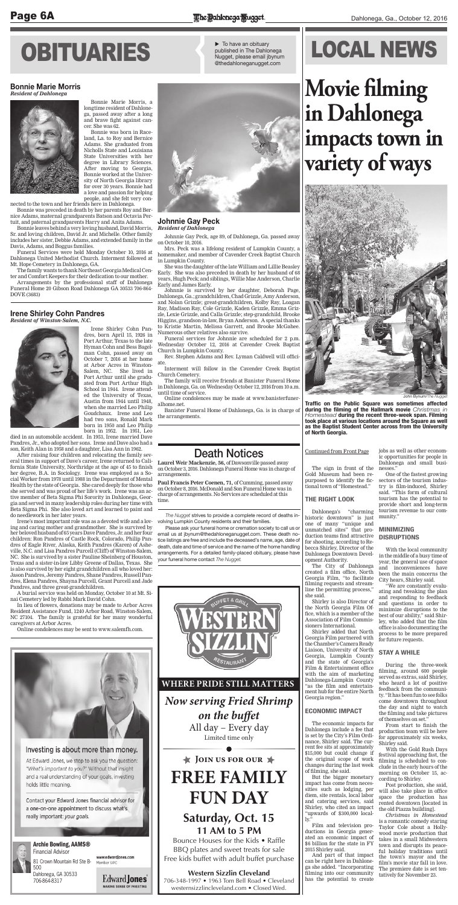# OBITUARIES

► To have an obituary published in The Dahlonega Nugget, please email jbynum @thedahloneganugget.com

## Bonnie Marie Morris
*Resident of Dahlonega*

Bonnie Marie Morris, a longtime resident of Dahlonega, passed away after a long and brave fight against cancer. She was 62.

Bonnie was born in Raceland, La. to Roy and Bernice Adams. She graduated from Nicholls State and Louisiana State Universities with her degree in Library Sciences. After moving to Georgia, Bonnie worked at the University of North Georgia library for over 30 years. Bonnie had a love and passion for helping people, and she felt very connected to the town and her friends here in Dahlonega.

Bonnie was preceded in death by her parents Roy and Bernice Adams, maternal grandparents Batson and Octavia Pertuit, and paternal grandparents Harry and Anita Adams.

Bonnie leaves behind a very loving husband, David Morris, Sr. and loving children, David Jr. and Michelle. Other family includes her sister, Debbie Adams, and extended family in the Davis, Adams, and Boggus families.

Funeral Services were held Monday October 10, 2016 at Dahlonega United Methodist Church. Interment followed at Mt. Hope Cemetery in Dahlonega, GA.

The family wants to thank Northeast Georgia Medical Center and Comfort Keepers for their dedication to our mother.

Arrangements by the professional staff of Dahlonega Funeral Home 20 Gibson Road Dahlonega GA 30533 706-864-DOVE (3683)

## Irene Shirley Cohn Pandres
*Resident of Winston-Salem, N.C.*

Irene Shirley Cohn Pandres, born April 15, 1926 in Port Arthur, Texas to the late Hyman Cohn and Bess Bagelman Cohn, passed away on October 7, 2016 at her home at Arbor Acres in Winston-Salem, NC. She lived in Port Arthur until she graduated from Port Arthur High School in 1944. Irene attended the University of Texas, Austin from 1944 until 1948, when she married Leo Philip Goudchaux. Irene and Leo had two sons, Ronald Mark born in 1950 and Leo Philip born in 1952. In 1951, Leo died in an automobile accident. In 1953, Irene married Dave Pandres, Jr., who adopted her sons. Irene and Dave also had a son, Keith Alan in 1958 and a daughter, Lisa Ann in 1962.

After raising four children and relocating the family several times in support of Dave's career, Irene returned to California State University, Northridge at the age of 45 to finish her degree, B.A. in Sociology. Irene was employed as a Social Worker from 1978 until 1988 in the Department of Mental Health by the state of Georgia. She cared deeply for those who she served and was proud of her life's work. Irene was an active member of Beta Sigma Phi Sorority in Dahlonega, Georgia and served in many leadership roles during her time with Beta Sigma Phi. She also loved art and learned to paint and do needlework in her later years.

Irene's most important role was as a devoted wife and a loving and caring mother and grandmother. She is survived by her beloved husband of 65 years Dave Pandres, Jr. and her four children: Ron Pandres of Castle Rock, Colorado, Philip Pandres of Eagle River, Alaska, Keith Pandres (Karen) of Asheville, N.C. and Lisa Pandres Purcell (Cliff) of Winston-Salem, NC. She is survived by a sister Pauline Sheinberg of Houston, Texas and a sister-in-law Libby Greene of Dallas, Texas. She is also survived by her eight grandchildren all who loved her: Jason Pandres, Jeremy Pandres, Shane Pandres, Russell Pandres, Elena Pandres, Shayna Purcell, Grant Purcell and Jade Pandres, and three great-grandchildren.

A burial service was held on Monday, October 10 at Mt. Sinai Cemetery led by Rabbi Mark David Cohn.

In lieu of flowers, donations may be made to Arbor Acres Resident Assistance Fund, 1240 Arbor Road, Winston-Salem, NC 27104. The family is grateful for her many wonderful caregivers at Arbor Acres.

Online condolences may be sent to www.salemfh.com.

## Johnnie Gay Peck
*Resident of Dahlonega*

Johnnie Gay Peck, age 89, of Dahlonega, Ga. passed away on October 10, 2016.

Mrs. Peck was a lifelong resident of Lumpkin County, a homemaker, and member of Cavender Creek Baptist Church in Lumpkin County.

She was the daughter of the late William and Lillie Beasley Early. She was also preceded in death by her husband of 68 years, Hugh Peck; and siblings, Willie Mae Anderson, Charlie Early and James Early.

Johnnie is survived by her daughter, Deborah Page, Dahlonega, Ga.; grandchildren, Chad Grizzle, Amy Anderson, and Nolan Grizzle; great-grandchildren, Kolby Ray, Loagan Ray, Madison Ray, Cole Grizzle, Kaden Grizzle, Emma Grizzle, Lexie Grizzle, and Calla Grizzle; step-grandchild, Brooke Higgins, grandson-in-law, Bryan Anderson. A special thanks to Kristie Martin, Melissa Garrett, and Brooke McGahee. Numerous other relatives also survive.

Funeral services for Johnnie are scheduled for 2 p.m. Wednesday October 12, 2016 at Cavender Creek Baptist Church in Lumpkin County.

Rev. Stephen Adams and Rev. Lyman Caldwell will officiate.

Interment will follow in the Cavender Creek Baptist Church Cemetery.

The family will receive friends at Banister Funeral Home in Dahlonega, Ga. on Wednesday October 12, 2016 from 10 a.m. until time of service.

Online condolences may be made at www.banisterfuneralhome.net.

Banister Funeral Home of Dahlonega, Ga. is in charge of the arrangements.

## Death Notices

**Laurel Weir Mackenzie, 56,** of Dawsonville passed away on October 3, 2016. Dahlonega Funeral Home was in charge of arrangements.

**Paul Francis Peter Coenen, 71,** of Cumming, passed away on October 8, 2016. McDonald and Son Funeral Home was in charge of arrangements. No Services are scheduled at this time.

*The Nugget* strives to provide a complete record of deaths involving Lumpkin County residents and their families.

Please ask your funeral home or cremation society to call us or email us at jbynum@thedahloneganugget.com. These death notice listings are free and include the deceased's name, age, date of death, date and time of service and the name of the home handling arrangements. For a detailed family-placed obituary, please have your funeral home contact *The Nugget.*

Investing is about more than money.

At Edward Jones, we stop to ask you the question: "What's important to you?" Without that insight and a real understanding of your goals, investing holds little meaning.

Contact your Edward Jones financial advisor for a one-on-one appointment to discuss what's really important: *your goals.*

**Archie Bowling, AAMS®**
Financial Advisor
81 Crown Mountain Rd Ste B-500
Dahlonega, GA 30533
706-864-8317

www.edwardjones.com
Member SIPC
Edward Jones — MAKING SENSE OF INVESTING

WESTERN SIZZLIN RESTAURANT — BUFFET & GRILL

**WHERE PRIDE STILL MATTERS**

*Now serving Fried Shrimp on the buffet*
All day – Every day
Limited time only

★ JOIN US FOR OUR ★
# FREE FAMILY FUN DAY
**Saturday, Oct. 15**
**11 AM to 5 PM**
Bounce Houses for the Kids • Raffle
BBQ plates and sweet treats for sale
Free kids buffet with adult buffet purchase

**Western Sizzlin Cleveland**
706-348-1997 • 1963 Tom Bell Road • Cleveland
westernsizzlincleveland.com • Closed Wed.

# LOCAL NEWS

# Movie filming in Dahlonega impacts town in variety of ways

John Bynum/*The Nugget*

**Traffic on the Public Square was sometimes affected during the filming of the Hallmark movie** *Christmas in Homestead* **during the recent three-week span. Filming took place at various locations around the Square as well as the Regional Student Center across from the University of North Georgia.**

Continued from Front Page

The sign in front of the Gold Museum had been repurposed to identify the fictional town of "Homestead."

### THE RIGHT LOOK

Dahlonega's "charming historic downtown" is just one of many "unique and unmatched sites" that production teams find attractive for shooting, according to Rebecca Shirley, Director of the Dahlonega Downtown Development Authority.

The City of Dahlonega created a film office, North Georgia Film, "to facilitate filming requests and streamline the permitting process," she said.

Shirley is also Director of the North Georgia Film Office, which is a member of the Association of Film Commissioners International.

Shirley added that North Georgia Film partnered with the Chamber's Camera Ready Liaison, University of North Georgia, Lumpkin County and the state of Georgia's Film & Entertainment office with the aim of marketing Dahlonega-Lumpkin County "as the film and entertainment hub for the entire North Georgia region."

### ECONOMIC IMPACT

The economic impacts for Dahlonega include a fee that is set by the City's Film Ordinance, Shirley said. The current fee sits at approximately $15,000 but could change if the original scope of work changes during the last week of filming, she said.

But the bigger monetary impact has come from necessities such as lodging, per diem, site rentals, local labor and catering services, said Shirley, who cited an impact "upwards of $300,000 locally."

Film and television productions in Georgia generated an economic impact of $6 billion for the state in FY 2015 Shirley said.

And part of that impact can be right here in Dahlonega she added. "Incorporating filming into our community has the potential to create jobs as well as other economic opportunities for people in Dahlonega and small businesses."

One of the fastest growing sectors of the tourism industry is film-induced, Shirley said. "This form of cultural tourism has the potential to provide short and long-term tourism revenue to our community."

### MINIMIZING DISRUPTIONS

With the local community in the middle of a busy time of year, the general use of space and inconveniences have been the main concerns the City hears, Shirley said.

"We are constantly evaluating and tweaking the plan and responding to feedback and questions in order to minimize disruptions to the best of our ability," said Shirley, who added that the film office is also documenting the process to be more prepared for future requests.

### STAY A WHILE

During the three-week filming, around 600 people served as extras, said Shirley, who heard a lot of positive feedback from the community. "It has been fun to see folks come downtown throughout the day and night to watch the filming and take pictures of themselves on set."

From start to finish the production team will be here for approximately six weeks, Shirley said.

With the Gold Rush Days festival approaching fast, the filming is scheduled to conclude in the early hours of the morning on October 15, according to Shirley.

Post production, she said, will also take place in office space the production has rented downtown [located in the old Piazza building].

*Christmas in Homestead* is a romantic comedy staring Taylor Cole about a Hollywood movie production that takes in a small Midwestern town and disrupts its peaceful holiday traditions until the town's mayor and the film's movie star fall in love. The premiere date is set tentatively for November 23.